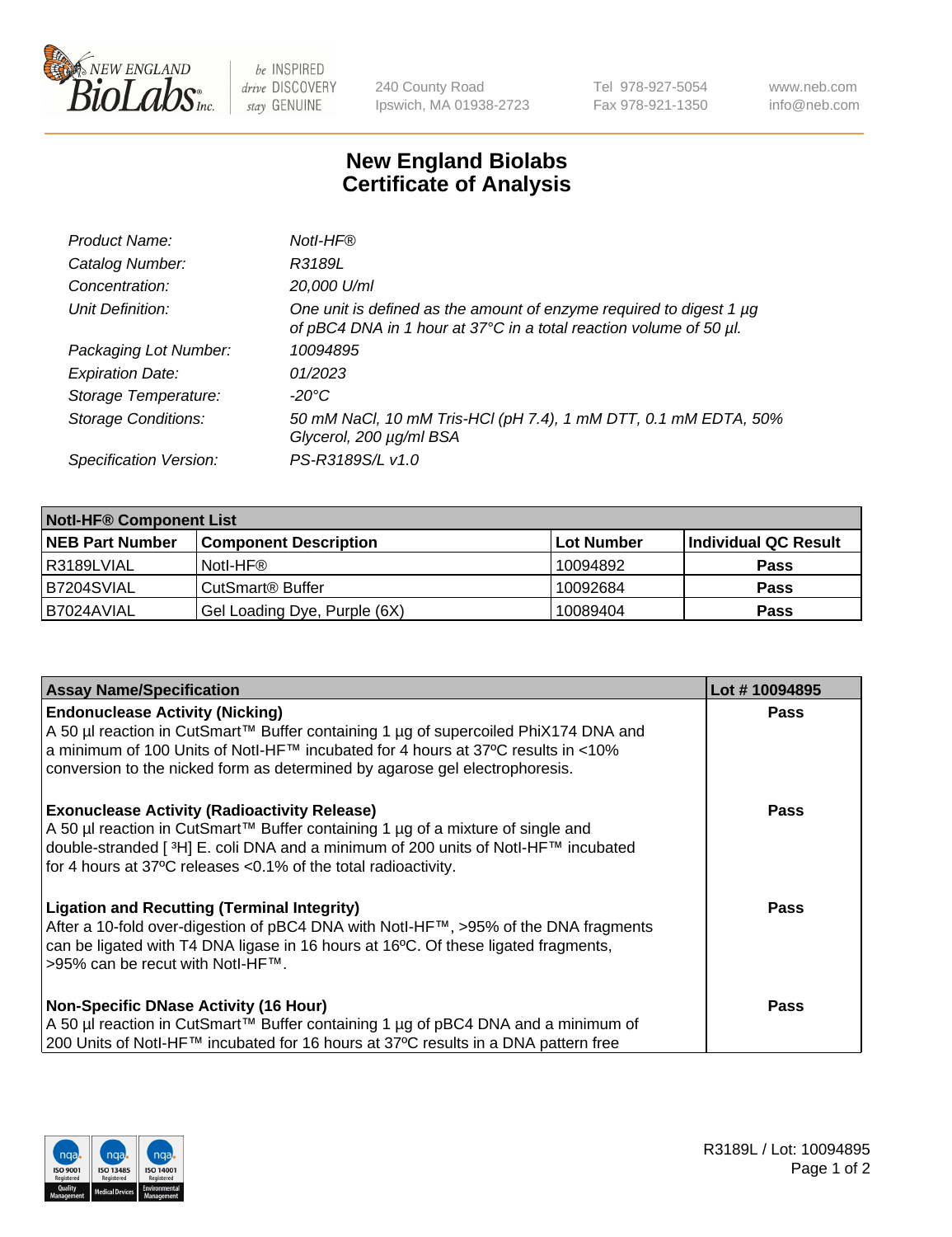# New England Biolabs Certificate of Analysis

| | |
|---|---|
| *Product Name:* | *NotI-HF®* |
| *Catalog Number:* | *R3189L* |
| *Concentration:* | *20,000 U/ml* |
| *Unit Definition:* | *One unit is defined as the amount of enzyme required to digest 1 µg of pBC4 DNA in 1 hour at 37°C in a total reaction volume of 50 µl.* |
| *Packaging Lot Number:* | *10094895* |
| *Expiration Date:* | *01/2023* |
| *Storage Temperature:* | *-20°C* |
| *Storage Conditions:* | *50 mM NaCl, 10 mM Tris-HCl (pH 7.4), 1 mM DTT, 0.1 mM EDTA, 50% Glycerol, 200 µg/ml BSA* |
| *Specification Version:* | *PS-R3189S/L v1.0* |

| **NotI-HF® Component List** | | | |
|---|---|---|---|
| **NEB Part Number** | **Component Description** | **Lot Number** | **Individual QC Result** |
| R3189LVIAL | NotI-HF® | 10094892 | **Pass** |
| B7204SVIAL | CutSmart® Buffer | 10092684 | **Pass** |
| B7024AVIAL | Gel Loading Dye, Purple (6X) | 10089404 | **Pass** |

| **Assay Name/Specification** | **Lot # 10094895** |
|---|---|
| **Endonuclease Activity (Nicking)**<br>A 50 µl reaction in CutSmart™ Buffer containing 1 µg of supercoiled PhiX174 DNA and a minimum of 100 Units of NotI-HF™ incubated for 4 hours at 37ºC results in <10% conversion to the nicked form as determined by agarose gel electrophoresis. | **Pass** |
| **Exonuclease Activity (Radioactivity Release)**<br>A 50 µl reaction in CutSmart™ Buffer containing 1 µg of a mixture of single and double-stranded [ $^{3}$H] E. coli DNA and a minimum of 200 units of NotI-HF™ incubated for 4 hours at 37ºC releases <0.1% of the total radioactivity. | **Pass** |
| **Ligation and Recutting (Terminal Integrity)**<br>After a 10-fold over-digestion of pBC4 DNA with NotI-HF™, >95% of the DNA fragments can be ligated with T4 DNA ligase in 16 hours at 16ºC. Of these ligated fragments, >95% can be recut with NotI-HF™. | **Pass** |
| **Non-Specific DNase Activity (16 Hour)**<br>A 50 µl reaction in CutSmart™ Buffer containing 1 µg of pBC4 DNA and a minimum of 200 Units of NotI-HF™ incubated for 16 hours at 37ºC results in a DNA pattern free | **Pass** |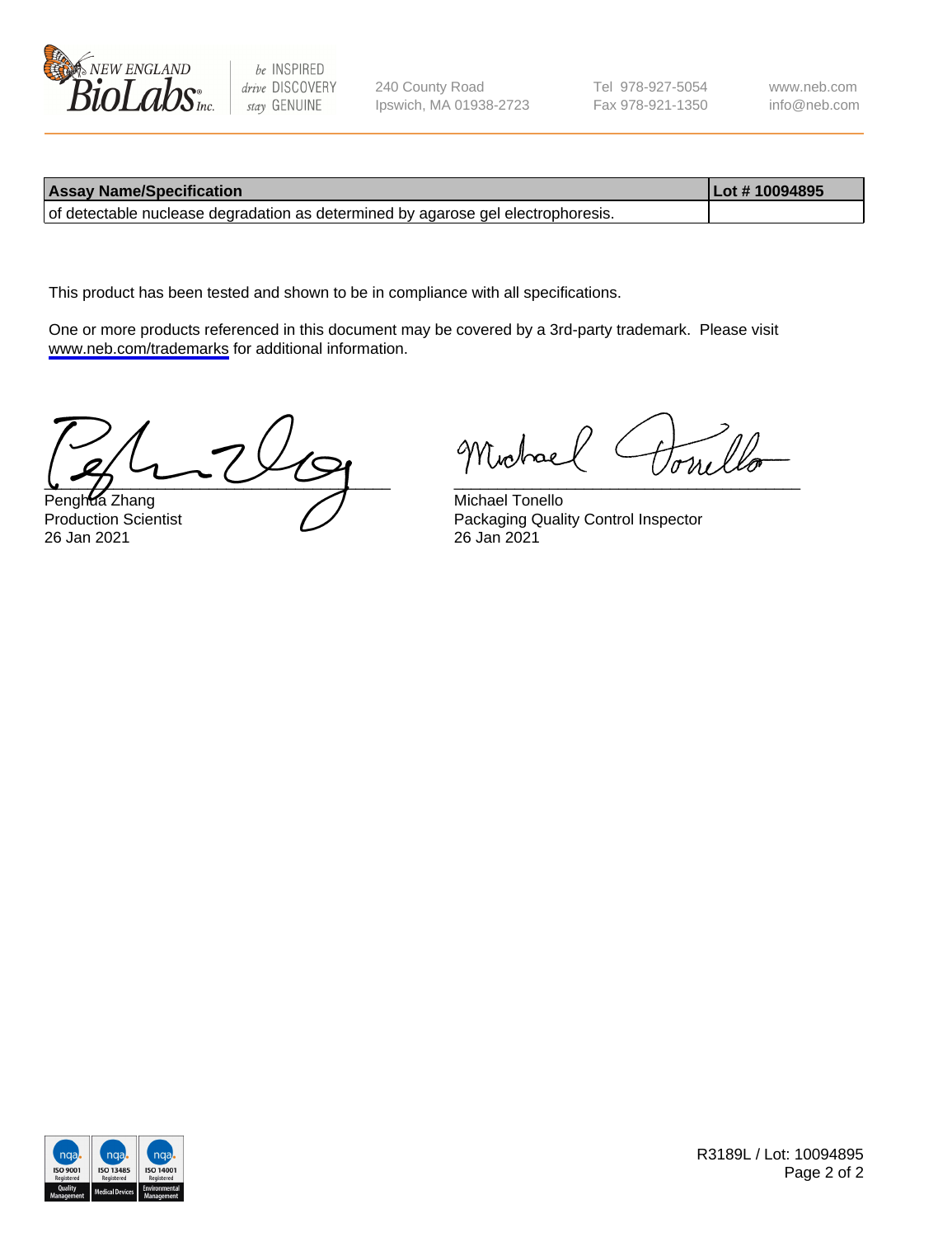| Assay Name/Specification | Lot # 10094895 |
|---|---|
| of detectable nuclease degradation as determined by agarose gel electrophoresis. | |

This product has been tested and shown to be in compliance with all specifications.

One or more products referenced in this document may be covered by a 3rd-party trademark. Please visit www.neb.com/trademarks for additional information.

Penghua Zhang
Production Scientist
26 Jan 2021

Michael Tonello
Packaging Quality Control Inspector
26 Jan 2021

R3189L / Lot: 10094895